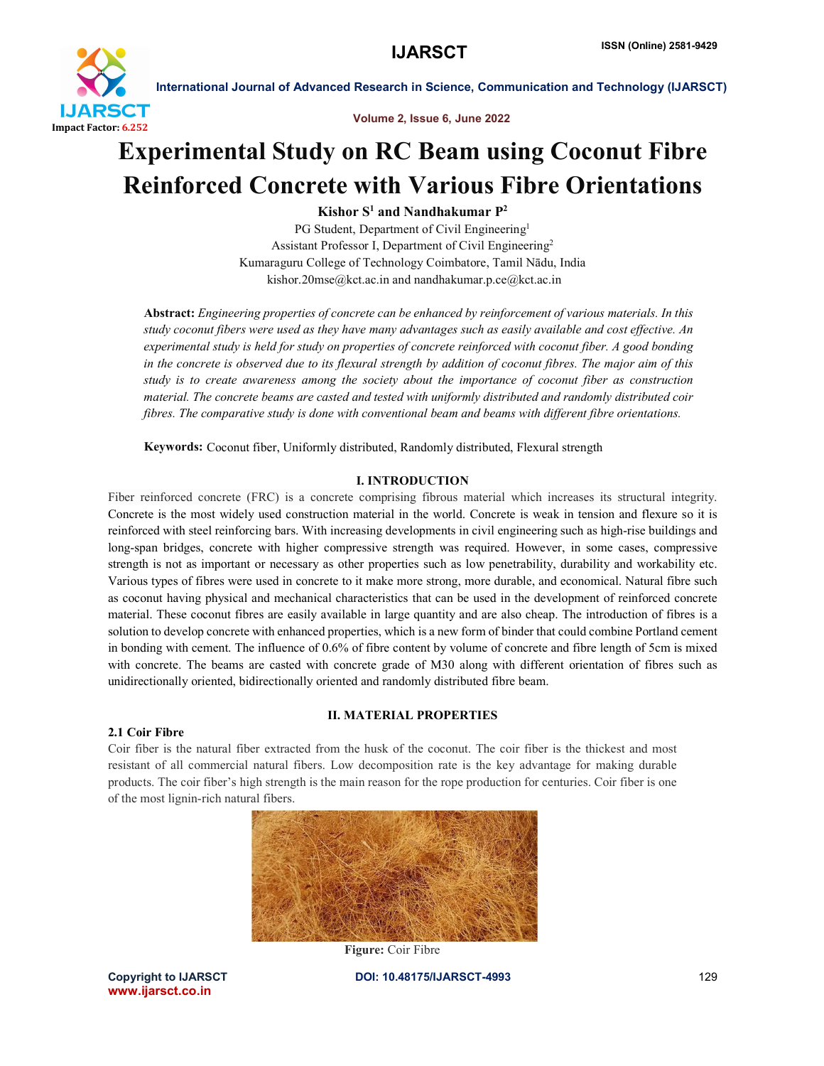# Experimental Study on RC Beam using Coconut Fibre Reinforced Concrete with Various Fibre Orientations

**Kishor S[1] and Nandhakumar P[2]**

PG Student, Department of Civil Engineering[1]
Assistant Professor I, Department of Civil Engineering[2]
Kumaraguru College of Technology Coimbatore, Tamil Nādu, India
kishor.20mse@kct.ac.in and nandhakumar.p.ce@kct.ac.in

**Abstract:** *Engineering properties of concrete can be enhanced by reinforcement of various materials. In this study coconut fibers were used as they have many advantages such as easily available and cost effective. An experimental study is held for study on properties of concrete reinforced with coconut fiber. A good bonding in the concrete is observed due to its flexural strength by addition of coconut fibres. The major aim of this study is to create awareness among the society about the importance of coconut fiber as construction material. The concrete beams are casted and tested with uniformly distributed and randomly distributed coir fibres. The comparative study is done with conventional beam and beams with different fibre orientations.*

**Keywords:** Coconut fiber, Uniformly distributed, Randomly distributed, Flexural strength

## I. INTRODUCTION

Fiber reinforced concrete (FRC) is a concrete comprising fibrous material which increases its structural integrity. Concrete is the most widely used construction material in the world. Concrete is weak in tension and flexure so it is reinforced with steel reinforcing bars. With increasing developments in civil engineering such as high-rise buildings and long-span bridges, concrete with higher compressive strength was required. However, in some cases, compressive strength is not as important or necessary as other properties such as low penetrability, durability and workability etc. Various types of fibres were used in concrete to it make more strong, more durable, and economical. Natural fibre such as coconut having physical and mechanical characteristics that can be used in the development of reinforced concrete material. These coconut fibres are easily available in large quantity and are also cheap. The introduction of fibres is a solution to develop concrete with enhanced properties, which is a new form of binder that could combine Portland cement in bonding with cement. The influence of 0.6% of fibre content by volume of concrete and fibre length of 5cm is mixed with concrete. The beams are casted with concrete grade of M30 along with different orientation of fibres such as unidirectionally oriented, bidirectionally oriented and randomly distributed fibre beam.

## II. MATERIAL PROPERTIES

### 2.1 Coir Fibre

Coir fiber is the natural fiber extracted from the husk of the coconut. The coir fiber is the thickest and most resistant of all commercial natural fibers. Low decomposition rate is the key advantage for making durable products. The coir fiber's high strength is the main reason for the rope production for centuries. Coir fiber is one of the most lignin-rich natural fibers.

**Figure:** Coir Fibre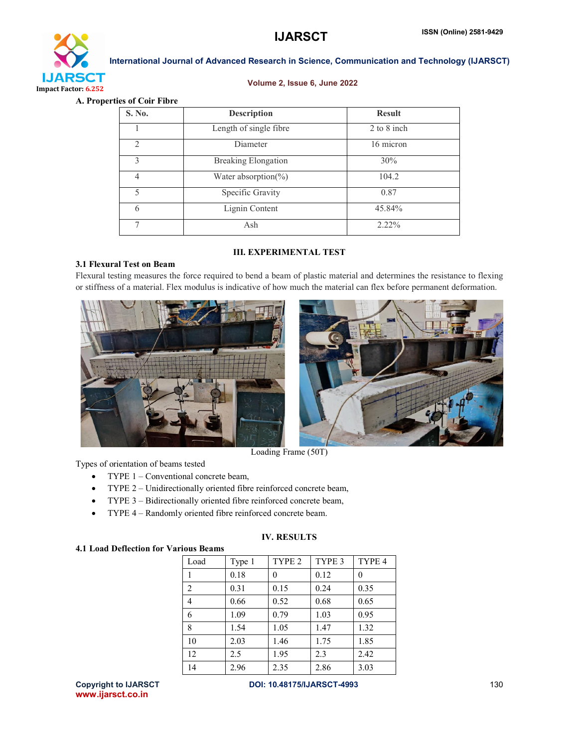### A. Properties of Coir Fibre

| S. No. | Description | Result |
|---|---|---|
| 1 | Length of single fibre | 2 to 8 inch |
| 2 | Diameter | 16 micron |
| 3 | Breaking Elongation | 30% |
| 4 | Water absorption(%) | 104.2 |
| 5 | Specific Gravity | 0.87 |
| 6 | Lignin Content | 45.84% |
| 7 | Ash | 2.22% |

## III. EXPERIMENTAL TEST

### 3.1 Flexural Test on Beam

Flexural testing measures the force required to bend a beam of plastic material and determines the resistance to flexing or stiffness of a material. Flex modulus is indicative of how much the material can flex before permanent deformation.

Loading Frame (50T)

Types of orientation of beams tested

- TYPE 1 – Conventional concrete beam,
- TYPE 2 – Unidirectionally oriented fibre reinforced concrete beam,
- TYPE 3 – Bidirectionally oriented fibre reinforced concrete beam,
- TYPE 4 – Randomly oriented fibre reinforced concrete beam.

## IV. RESULTS

### 4.1 Load Deflection for Various Beams

| Load | Type 1 | TYPE 2 | TYPE 3 | TYPE 4 |
|---|---|---|---|---|
| 1 | 0.18 | 0 | 0.12 | 0 |
| 2 | 0.31 | 0.15 | 0.24 | 0.35 |
| 4 | 0.66 | 0.52 | 0.68 | 0.65 |
| 6 | 1.09 | 0.79 | 1.03 | 0.95 |
| 8 | 1.54 | 1.05 | 1.47 | 1.32 |
| 10 | 2.03 | 1.46 | 1.75 | 1.85 |
| 12 | 2.5 | 1.95 | 2.3 | 2.42 |
| 14 | 2.96 | 2.35 | 2.86 | 3.03 |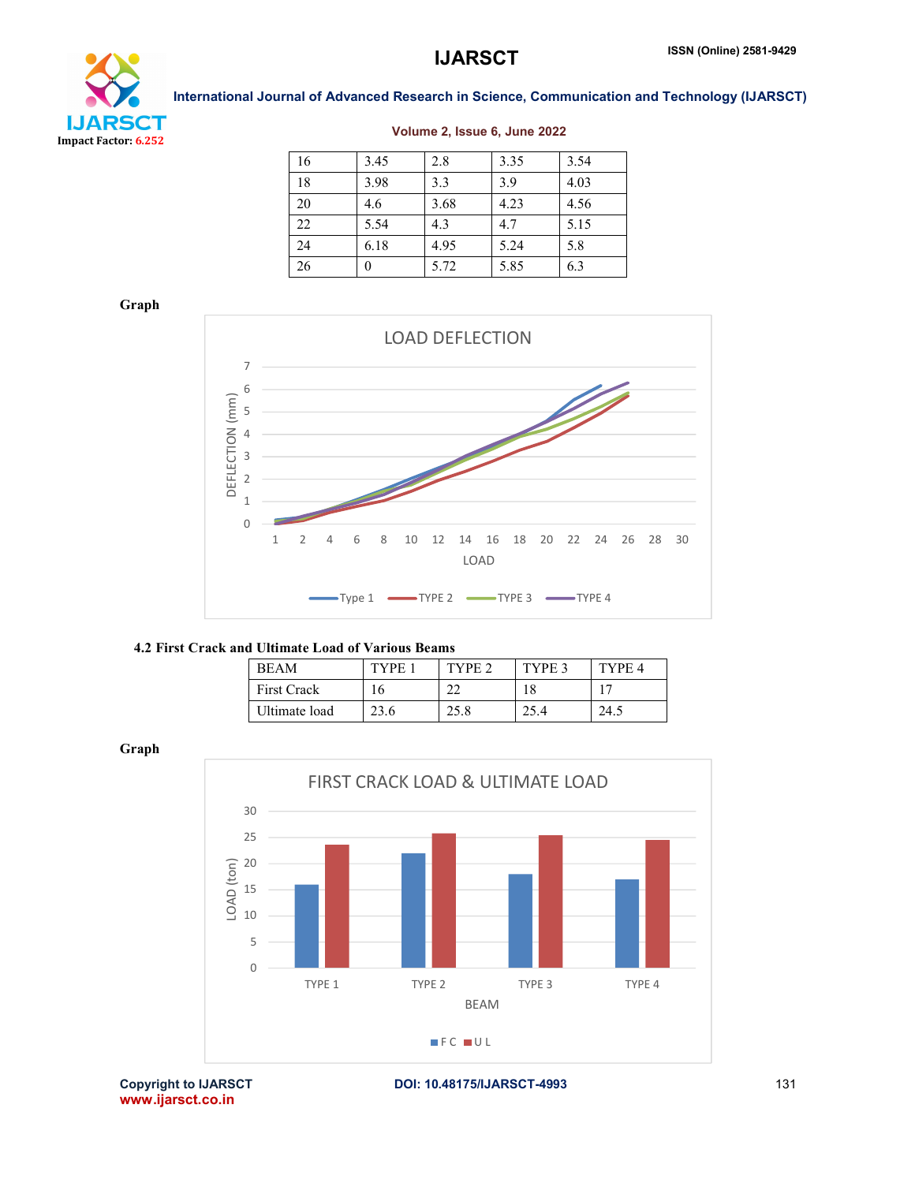| 16 | 3.45 | 2.8 | 3.35 | 3.54 |
|---|---|---|---|---|
| 18 | 3.98 | 3.3 | 3.9 | 4.03 |
| 20 | 4.6 | 3.68 | 4.23 | 4.56 |
| 22 | 5.54 | 4.3 | 4.7 | 5.15 |
| 24 | 6.18 | 4.95 | 5.24 | 5.8 |
| 26 | 0 | 5.72 | 5.85 | 6.3 |

**Graph**

### 4.2 First Crack and Ultimate Load of Various Beams

| BEAM | TYPE 1 | TYPE 2 | TYPE 3 | TYPE 4 |
|---|---|---|---|---|
| First Crack | 16 | 22 | 18 | 17 |
| Ultimate load | 23.6 | 25.8 | 25.4 | 24.5 |

**Graph**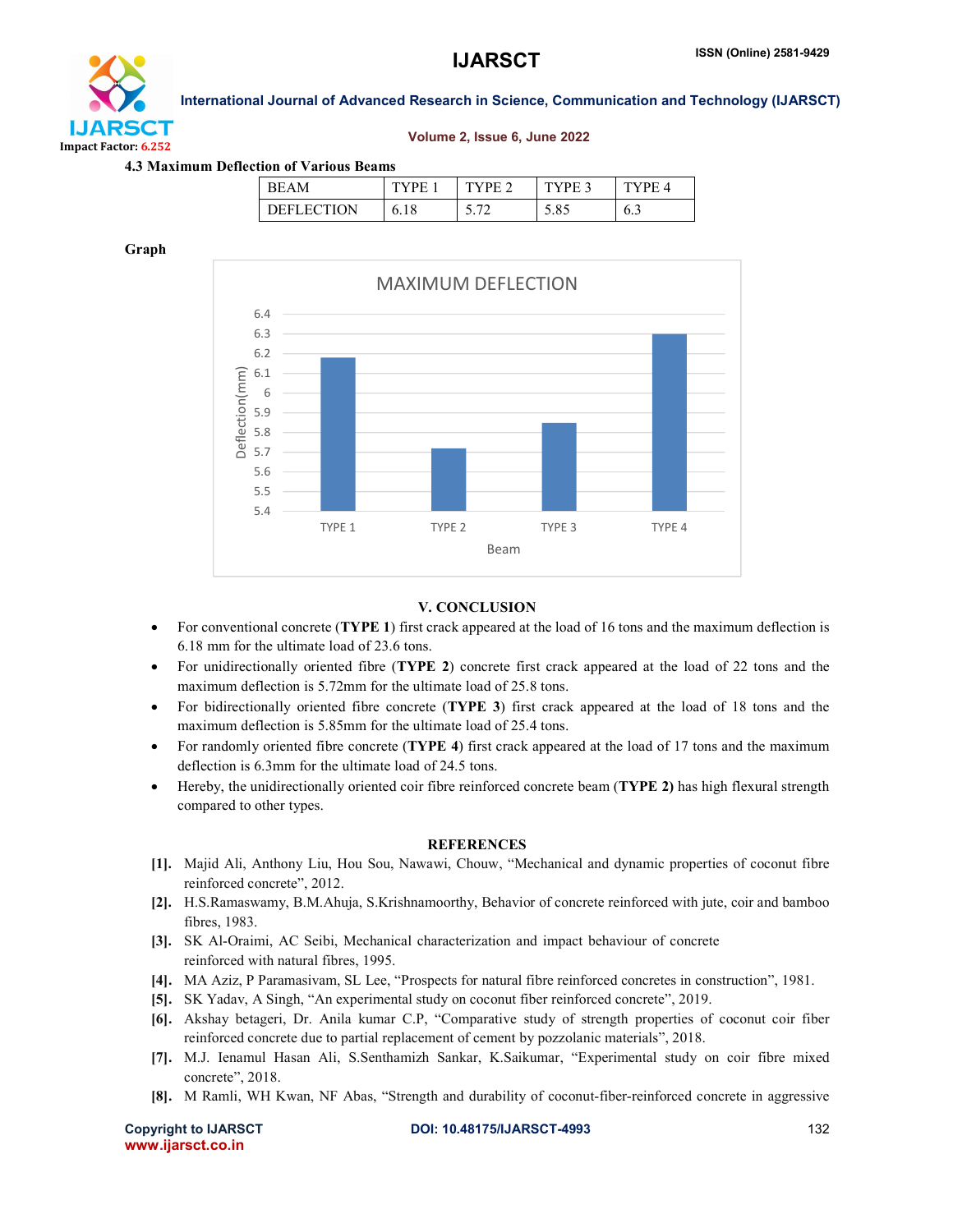### 4.3 Maximum Deflection of Various Beams

| BEAM | TYPE 1 | TYPE 2 | TYPE 3 | TYPE 4 |
|---|---|---|---|---|
| DEFLECTION | 6.18 | 5.72 | 5.85 | 6.3 |

**Graph**

## V. CONCLUSION

- For conventional concrete (**TYPE 1**) first crack appeared at the load of 16 tons and the maximum deflection is 6.18 mm for the ultimate load of 23.6 tons.
- For unidirectionally oriented fibre (**TYPE 2**) concrete first crack appeared at the load of 22 tons and the maximum deflection is 5.72mm for the ultimate load of 25.8 tons.
- For bidirectionally oriented fibre concrete (**TYPE 3**) first crack appeared at the load of 18 tons and the maximum deflection is 5.85mm for the ultimate load of 25.4 tons.
- For randomly oriented fibre concrete (**TYPE 4**) first crack appeared at the load of 17 tons and the maximum deflection is 6.3mm for the ultimate load of 24.5 tons.
- Hereby, the unidirectionally oriented coir fibre reinforced concrete beam (**TYPE 2)** has high flexural strength compared to other types.

## REFERENCES

[1]. Majid Ali, Anthony Liu, Hou Sou, Nawawi, Chouw, "Mechanical and dynamic properties of coconut fibre reinforced concrete", 2012.

[2]. H.S.Ramaswamy, B.M.Ahuja, S.Krishnamoorthy, Behavior of concrete reinforced with jute, coir and bamboo fibres, 1983.

[3]. SK Al-Oraimi, AC Seibi, Mechanical characterization and impact behaviour of concrete reinforced with natural fibres, 1995.

[4]. MA Aziz, P Paramasivam, SL Lee, "Prospects for natural fibre reinforced concretes in construction", 1981.

[5]. SK Yadav, A Singh, "An experimental study on coconut fiber reinforced concrete", 2019.

[6]. Akshay betageri, Dr. Anila kumar C.P, "Comparative study of strength properties of coconut coir fiber reinforced concrete due to partial replacement of cement by pozzolanic materials", 2018.

[7]. M.J. Ienamul Hasan Ali, S.Senthamizh Sankar, K.Saikumar, "Experimental study on coir fibre mixed concrete", 2018.

[8]. M Ramli, WH Kwan, NF Abas, "Strength and durability of coconut-fiber-reinforced concrete in aggressive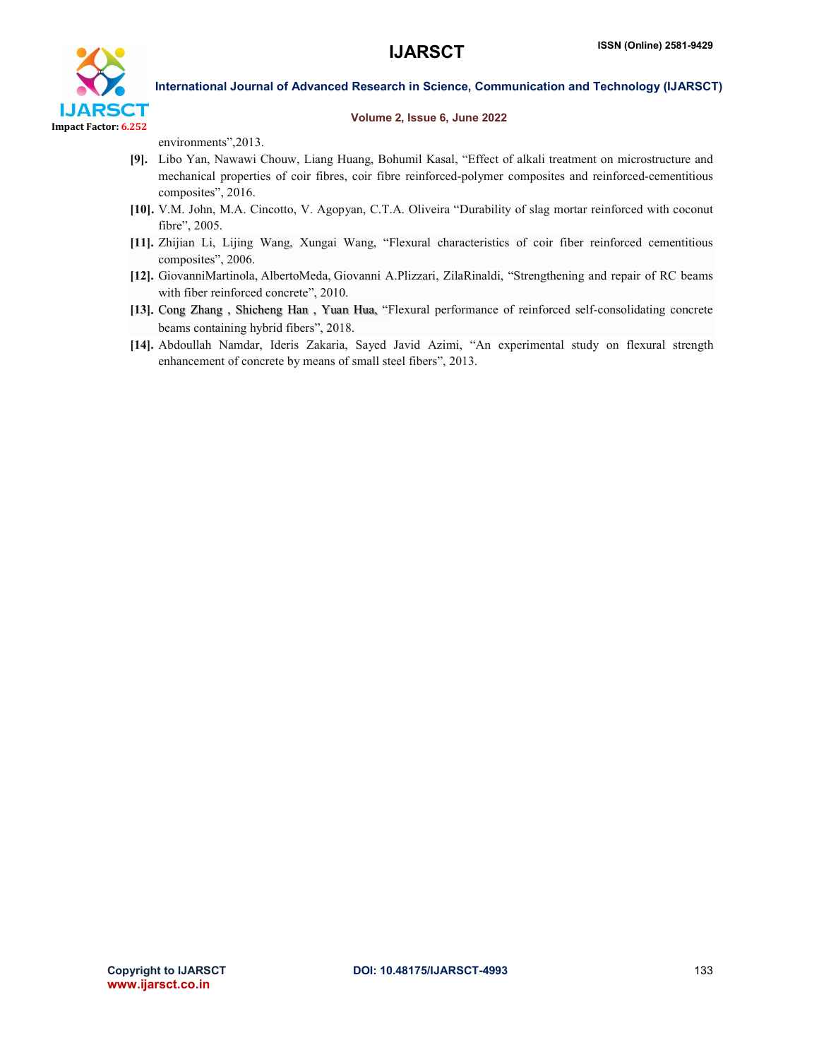environments",2013.

[9]. Libo Yan, Nawawi Chouw, Liang Huang, Bohumil Kasal, "Effect of alkali treatment on microstructure and mechanical properties of coir fibres, coir fibre reinforced-polymer composites and reinforced-cementitious composites", 2016.

[10]. V.M. John, M.A. Cincotto, V. Agopyan, C.T.A. Oliveira "Durability of slag mortar reinforced with coconut fibre", 2005.

[11]. Zhijian Li, Lijing Wang, Xungai Wang, "Flexural characteristics of coir fiber reinforced cementitious composites", 2006.

[12]. GiovanniMartinola, AlbertoMeda, Giovanni A.Plizzari, ZilaRinaldi, "Strengthening and repair of RC beams with fiber reinforced concrete", 2010.

[13]. Cong Zhang , Shicheng Han , Yuan Hua, "Flexural performance of reinforced self-consolidating concrete beams containing hybrid fibers", 2018.

[14]. Abdoullah Namdar, Ideris Zakaria, Sayed Javid Azimi, "An experimental study on flexural strength enhancement of concrete by means of small steel fibers", 2013.